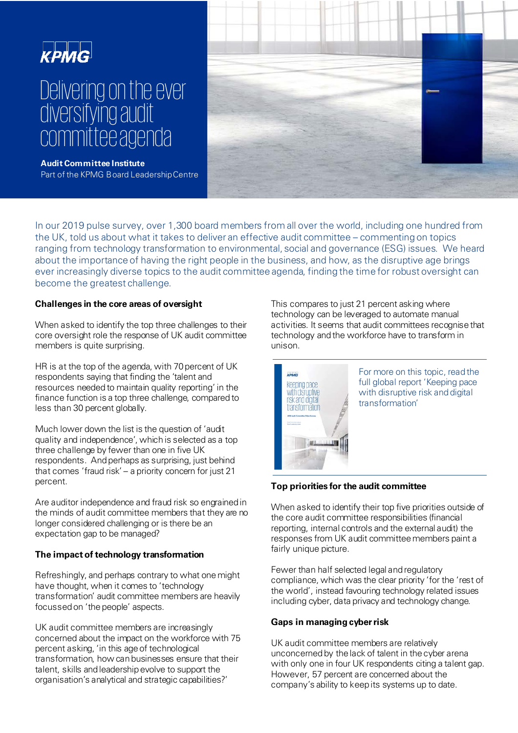KPMG

# Delivering on the ever diversifying audit committee agenda

**Audit Committee Institute**
Part of the KPMG Board Leadership Centre

In our 2019 pulse survey, over 1,300 board members from all over the world, including one hundred from the UK, told us about what it takes to deliver an effective audit committee – commenting on topics ranging from technology transformation to environmental, social and governance (ESG) issues. We heard about the importance of having the right people in the business, and how, as the disruptive age brings ever increasingly diverse topics to the audit committee agenda, finding the time for robust oversight can become the greatest challenge.

### Challenges in the core areas of oversight

When asked to identify the top three challenges to their core oversight role the response of UK audit committee members is quite surprising.

HR is at the top of the agenda, with 70 percent of UK respondents saying that finding the 'talent and resources needed to maintain quality reporting' in the finance function is a top three challenge, compared to less than 30 percent globally.

Much lower down the list is the question of 'audit quality and independence', which is selected as a top three challenge by fewer than one in five UK respondents. And perhaps as surprising, just behind that comes 'fraud risk' – a priority concern for just 21 percent.

Are auditor independence and fraud risk so engrained in the minds of audit committee members that they are no longer considered challenging or is there be an expectation gap to be managed?

### The impact of technology transformation

Refreshingly, and perhaps contrary to what one might have thought, when it comes to 'technology transformation' audit committee members are heavily focussed on 'the people' aspects.

UK audit committee members are increasingly concerned about the impact on the workforce with 75 percent asking, 'in this age of technological transformation, how can businesses ensure that their talent, skills and leadership evolve to support the organisation's analytical and strategic capabilities?'

This compares to just 21 percent asking where technology can be leveraged to automate manual activities. It seems that audit committees recognise that technology and the workforce have to transform in unison.

For more on this topic, read the full global report 'Keeping pace with disruptive risk and digital transformation'

### Top priorities for the audit committee

When asked to identify their top five priorities outside of the core audit committee responsibilities (financial reporting, internal controls and the external audit) the responses from UK audit committee members paint a fairly unique picture.

Fewer than half selected legal and regulatory compliance, which was the clear priority 'for the 'rest of the world', instead favouring technology related issues including cyber, data privacy and technology change.

### Gaps in managing cyber risk

UK audit committee members are relatively unconcerned by the lack of talent in the cyber arena with only one in four UK respondents citing a talent gap. However, 57 percent are concerned about the company's ability to keep its systems up to date.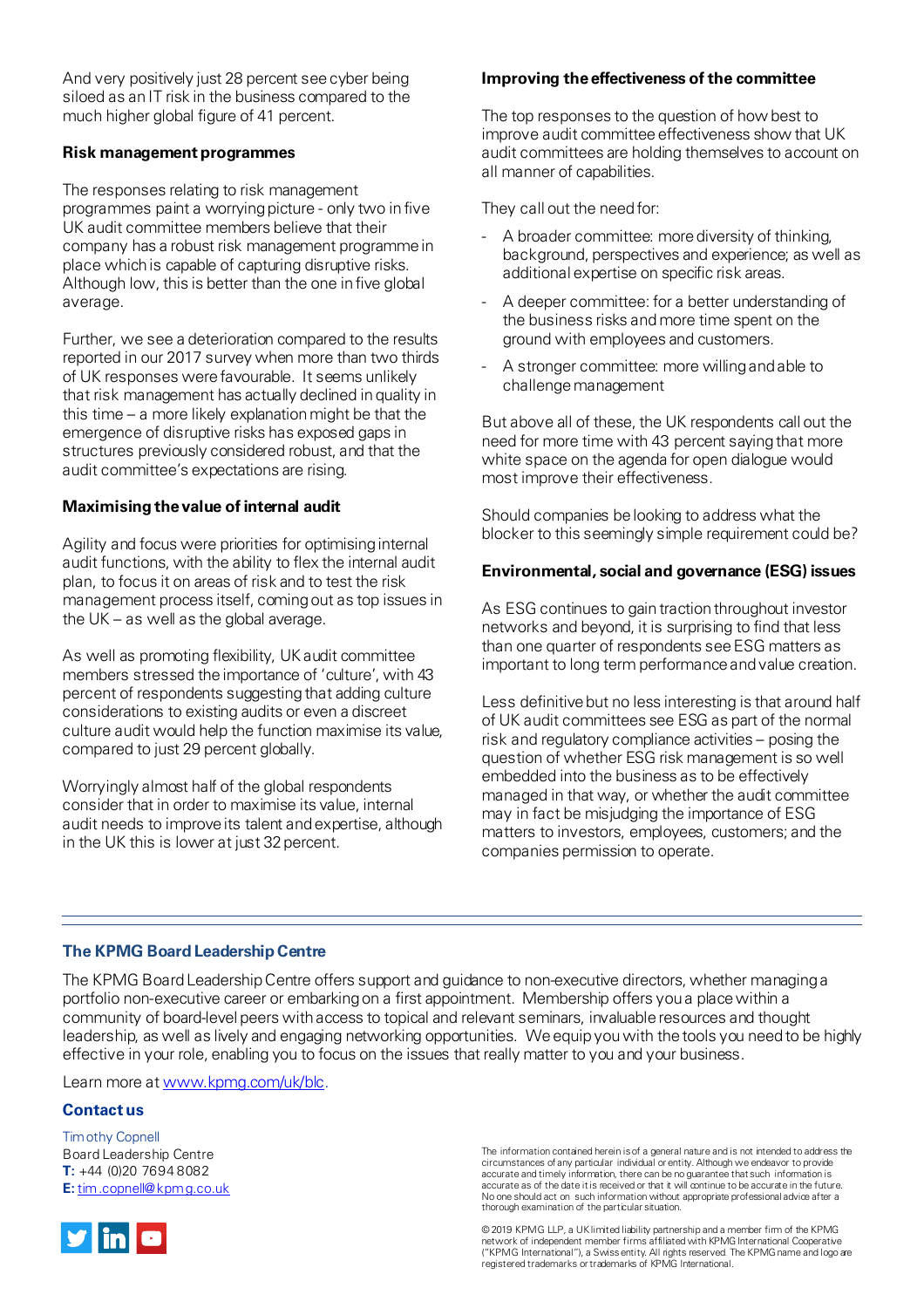And very positively just 28 percent see cyber being siloed as an IT risk in the business compared to the much higher global figure of 41 percent.

### Risk management programmes

The responses relating to risk management programmes paint a worrying picture - only two in five UK audit committee members believe that their company has a robust risk management programme in place which is capable of capturing disruptive risks. Although low, this is better than the one in five global average.

Further, we see a deterioration compared to the results reported in our 2017 survey when more than two thirds of UK responses were favourable. It seems unlikely that risk management has actually declined in quality in this time – a more likely explanation might be that the emergence of disruptive risks has exposed gaps in structures previously considered robust, and that the audit committee's expectations are rising.

### Maximising the value of internal audit

Agility and focus were priorities for optimising internal audit functions, with the ability to flex the internal audit plan, to focus it on areas of risk and to test the risk management process itself, coming out as top issues in the UK – as well as the global average.

As well as promoting flexibility, UK audit committee members stressed the importance of 'culture', with 43 percent of respondents suggesting that adding culture considerations to existing audits or even a discreet culture audit would help the function maximise its value, compared to just 29 percent globally.

Worryingly almost half of the global respondents consider that in order to maximise its value, internal audit needs to improve its talent and expertise, although in the UK this is lower at just 32 percent.

### Improving the effectiveness of the committee

The top responses to the question of how best to improve audit committee effectiveness show that UK audit committees are holding themselves to account on all manner of capabilities.

They call out the need for:

- A broader committee: more diversity of thinking, background, perspectives and experience; as well as additional expertise on specific risk areas.
- A deeper committee: for a better understanding of the business risks and more time spent on the ground with employees and customers.
- A stronger committee: more willing and able to challenge management

But above all of these, the UK respondents call out the need for more time with 43 percent saying that more white space on the agenda for open dialogue would most improve their effectiveness.

Should companies be looking to address what the blocker to this seemingly simple requirement could be?

### Environmental, social and governance (ESG) issues

As ESG continues to gain traction throughout investor networks and beyond, it is surprising to find that less than one quarter of respondents see ESG matters as important to long term performance and value creation.

Less definitive but no less interesting is that around half of UK audit committees see ESG as part of the normal risk and regulatory compliance activities – posing the question of whether ESG risk management is so well embedded into the business as to be effectively managed in that way, or whether the audit committee may in fact be misjudging the importance of ESG matters to investors, employees, customers; and the companies permission to operate.

---

### The KPMG Board Leadership Centre

The KPMG Board Leadership Centre offers support and guidance to non-executive directors, whether managing a portfolio non-executive career or embarking on a first appointment. Membership offers you a place within a community of board-level peers with access to topical and relevant seminars, invaluable resources and thought leadership, as well as lively and engaging networking opportunities. We equip you with the tools you need to be highly effective in your role, enabling you to focus on the issues that really matter to you and your business.

Learn more at www.kpmg.com/uk/blc.

### Contact us

Timothy Copnell
Board Leadership Centre
**T:** +44 (0)20 7694 8082
**E:** tim.copnell@kpmg.co.uk

The information contained herein is of a general nature and is not intended to address the circumstances of any particular individual or entity. Although we endeavor to provide accurate and timely information, there can be no guarantee that such information is accurate as of the date it is received or that it will continue to be accurate in the future. No one should act on such information without appropriate professional advice after a thorough examination of the particular situation.

© 2019 KPMG LLP, a UK limited liability partnership and a member firm of the KPMG network of independent member firms affiliated with KPMG International Cooperative ("KPMG International"), a Swiss entity. All rights reserved. The KPMG name and logo are registered trademarks or trademarks of KPMG International.